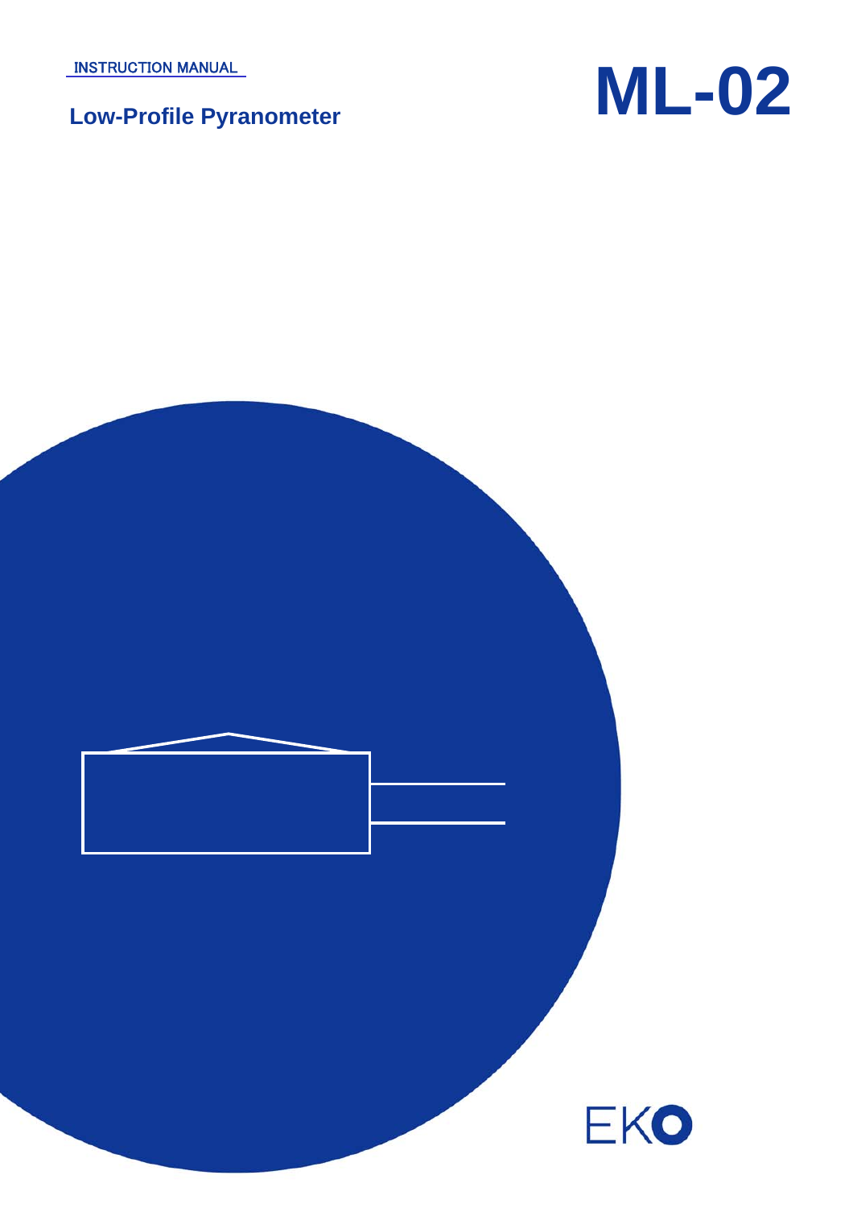INSTRUCTION MANUAL

# ML-02

## Low-Profile Pyranometer

EKO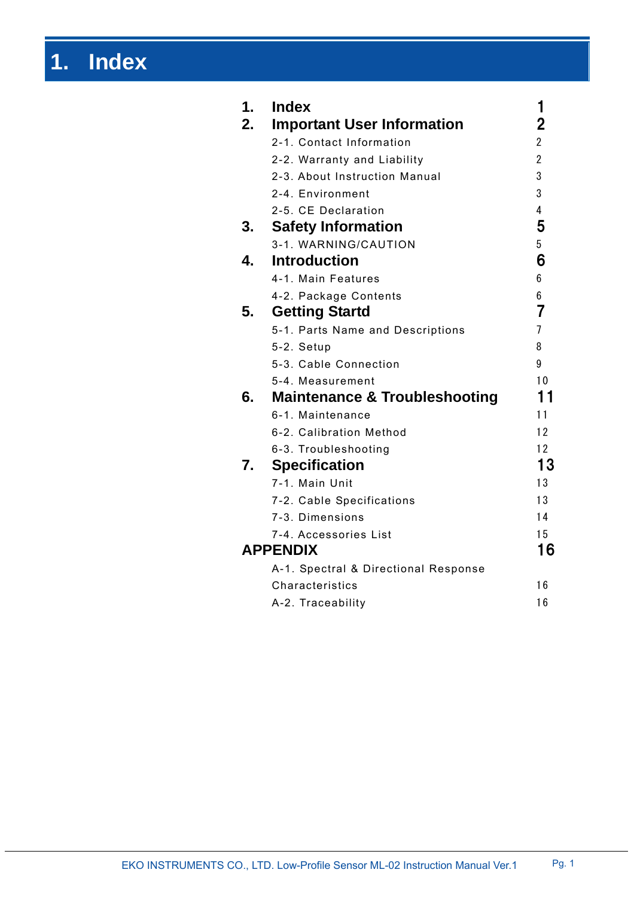# 1. Index

| | | |
|---|---|---|
| **1.** | **Index** | **1** |
| **2.** | **Important User Information** | **2** |
| | 2-1. Contact Information | 2 |
| | 2-2. Warranty and Liability | 2 |
| | 2-3. About Instruction Manual | 3 |
| | 2-4. Environment | 3 |
| | 2-5. CE Declaration | 4 |
| **3.** | **Safety Information** | **5** |
| | 3-1. WARNING/CAUTION | 5 |
| **4.** | **Introduction** | **6** |
| | 4-1. Main Features | 6 |
| | 4-2. Package Contents | 6 |
| **5.** | **Getting Startd** | **7** |
| | 5-1. Parts Name and Descriptions | 7 |
| | 5-2. Setup | 8 |
| | 5-3. Cable Connection | 9 |
| | 5-4. Measurement | 10 |
| **6.** | **Maintenance & Troubleshooting** | **11** |
| | 6-1. Maintenance | 11 |
| | 6-2. Calibration Method | 12 |
| | 6-3. Troubleshooting | 12 |
| **7.** | **Specification** | **13** |
| | 7-1. Main Unit | 13 |
| | 7-2. Cable Specifications | 13 |
| | 7-3. Dimensions | 14 |
| | 7-4. Accessories List | 15 |
| **APPENDIX** | | **16** |
| | A-1. Spectral & Directional Response Characteristics | 16 |
| | A-2. Traceability | 16 |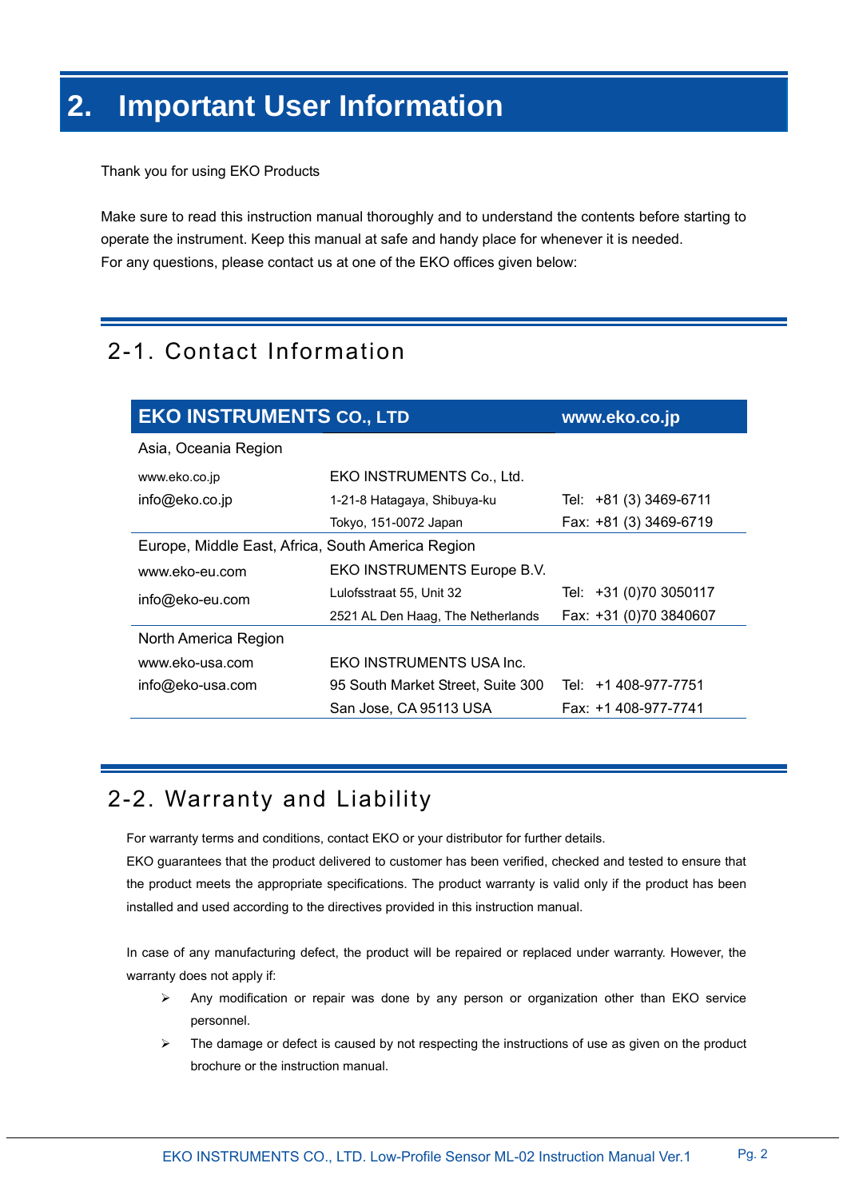# 2. Important User Information

Thank you for using EKO Products

Make sure to read this instruction manual thoroughly and to understand the contents before starting to operate the instrument. Keep this manual at safe and handy place for whenever it is needed.
For any questions, please contact us at one of the EKO offices given below:

## 2-1. Contact Information

| **EKO INSTRUMENTS CO., LTD** | | **www.eko.co.jp** |
|---|---|---|
| Asia, Oceania Region | | |
| www.eko.co.jp | EKO INSTRUMENTS Co., Ltd. | |
| info@eko.co.jp | 1-21-8 Hatagaya, Shibuya-ku | Tel: +81 (3) 3469-6711 |
| | Tokyo, 151-0072 Japan | Fax: +81 (3) 3469-6719 |
| Europe, Middle East, Africa, South America Region | | |
| www.eko-eu.com | EKO INSTRUMENTS Europe B.V. | |
| info@eko-eu.com | Lulofsstraat 55, Unit 32 | Tel: +31 (0)70 3050117 |
| | 2521 AL Den Haag, The Netherlands | Fax: +31 (0)70 3840607 |
| North America Region | | |
| www.eko-usa.com | EKO INSTRUMENTS USA Inc. | |
| info@eko-usa.com | 95 South Market Street, Suite 300 | Tel: +1 408-977-7751 |
| | San Jose, CA 95113 USA | Fax: +1 408-977-7741 |

## 2-2. Warranty and Liability

For warranty terms and conditions, contact EKO or your distributor for further details.
EKO guarantees that the product delivered to customer has been verified, checked and tested to ensure that the product meets the appropriate specifications. The product warranty is valid only if the product has been installed and used according to the directives provided in this instruction manual.

In case of any manufacturing defect, the product will be repaired or replaced under warranty. However, the warranty does not apply if:

- Any modification or repair was done by any person or organization other than EKO service personnel.
- The damage or defect is caused by not respecting the instructions of use as given on the product brochure or the instruction manual.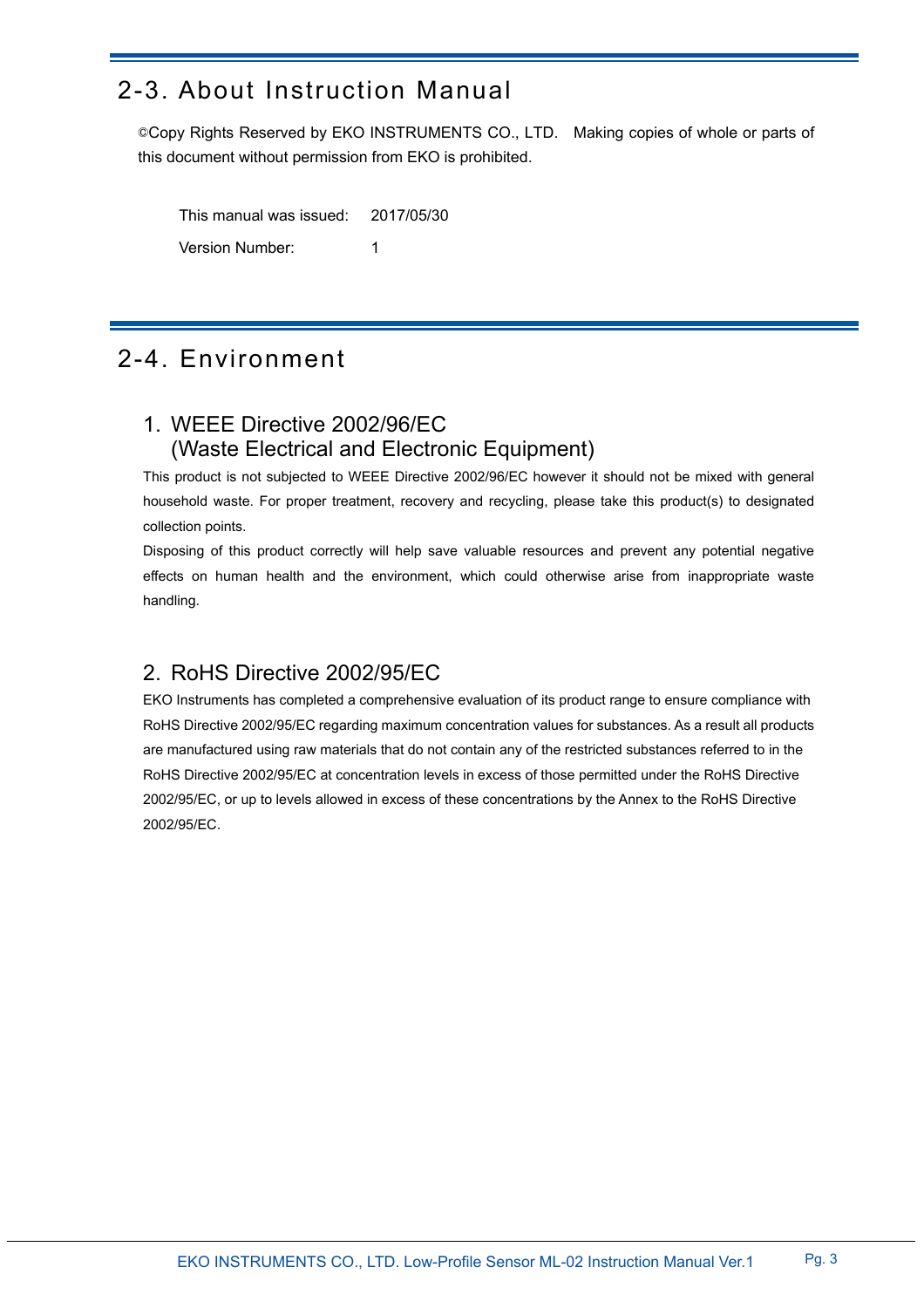## 2-3. About Instruction Manual

©Copy Rights Reserved by EKO INSTRUMENTS CO., LTD. Making copies of whole or parts of this document without permission from EKO is prohibited.

This manual was issued: 2017/05/30

Version Number: 1

## 2-4. Environment

### 1. WEEE Directive 2002/96/EC (Waste Electrical and Electronic Equipment)

This product is not subjected to WEEE Directive 2002/96/EC however it should not be mixed with general household waste. For proper treatment, recovery and recycling, please take this product(s) to designated collection points.

Disposing of this product correctly will help save valuable resources and prevent any potential negative effects on human health and the environment, which could otherwise arise from inappropriate waste handling.

### 2. RoHS Directive 2002/95/EC

EKO Instruments has completed a comprehensive evaluation of its product range to ensure compliance with RoHS Directive 2002/95/EC regarding maximum concentration values for substances. As a result all products are manufactured using raw materials that do not contain any of the restricted substances referred to in the RoHS Directive 2002/95/EC at concentration levels in excess of those permitted under the RoHS Directive 2002/95/EC, or up to levels allowed in excess of these concentrations by the Annex to the RoHS Directive 2002/95/EC.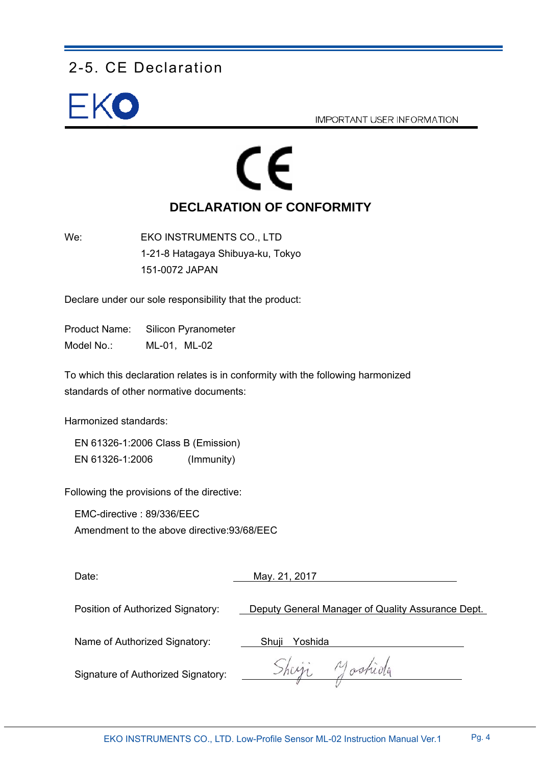## 2-5. CE Declaration

EKO

IMPORTANT USER INFORMATION

CE

**DECLARATION OF CONFORMITY**

We: EKO INSTRUMENTS CO., LTD
1-21-8 Hatagaya Shibuya-ku, Tokyo
151-0072 JAPAN

Declare under our sole responsibility that the product:

Product Name: Silicon Pyranometer
Model No.: ML-01, ML-02

To which this declaration relates is in conformity with the following harmonized standards of other normative documents:

Harmonized standards:

EN 61326-1:2006 Class B (Emission)
EN 61326-1:2006 (Immunity)

Following the provisions of the directive:

EMC-directive : 89/336/EEC
Amendment to the above directive:93/68/EEC

Date: May. 21, 2017

Position of Authorized Signatory: Deputy General Manager of Quality Assurance Dept.

Name of Authorized Signatory: Shuji Yoshida

Signature of Authorized Signatory: Shuji Yoshida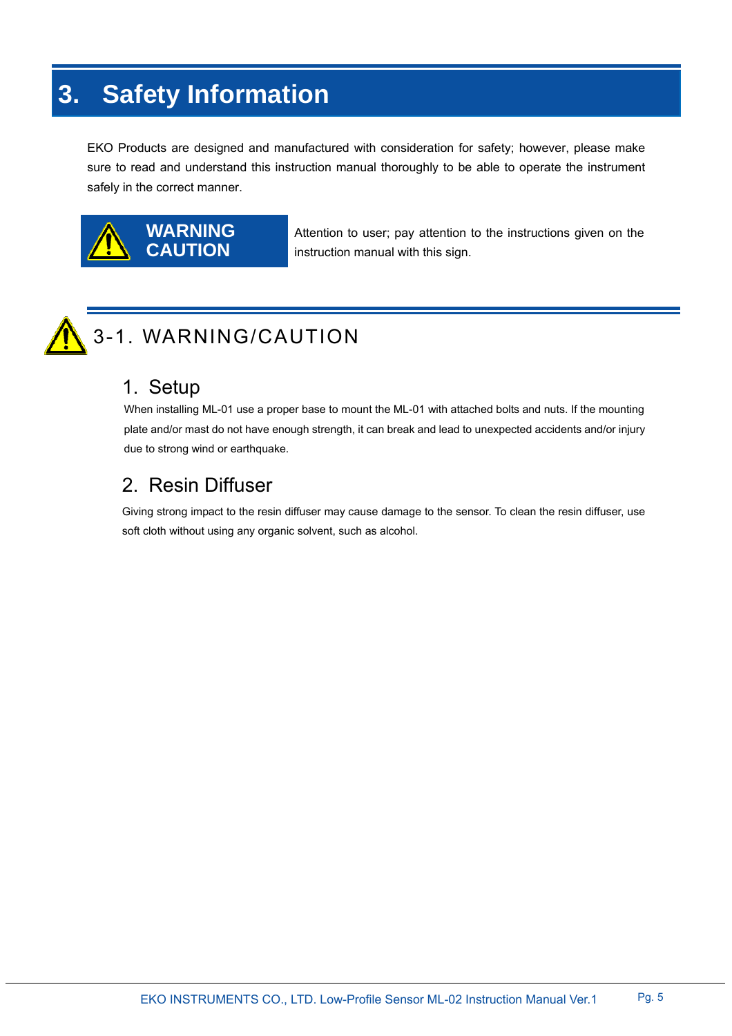# 3. Safety Information

EKO Products are designed and manufactured with consideration for safety; however, please make sure to read and understand this instruction manual thoroughly to be able to operate the instrument safely in the correct manner.

**WARNING**
**CAUTION**

Attention to user; pay attention to the instructions given on the instruction manual with this sign.

## 3-1. WARNING/CAUTION

### 1. Setup

When installing ML-01 use a proper base to mount the ML-01 with attached bolts and nuts. If the mounting plate and/or mast do not have enough strength, it can break and lead to unexpected accidents and/or injury due to strong wind or earthquake.

### 2. Resin Diffuser

Giving strong impact to the resin diffuser may cause damage to the sensor. To clean the resin diffuser, use soft cloth without using any organic solvent, such as alcohol.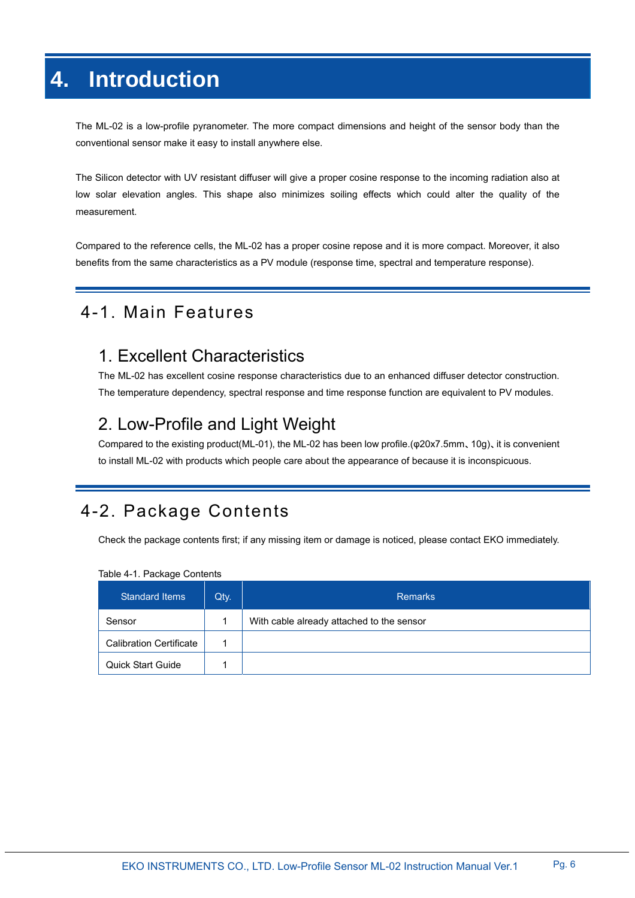# 4. Introduction

The ML-02 is a low-profile pyranometer. The more compact dimensions and height of the sensor body than the conventional sensor make it easy to install anywhere else.

The Silicon detector with UV resistant diffuser will give a proper cosine response to the incoming radiation also at low solar elevation angles. This shape also minimizes soiling effects which could alter the quality of the measurement.

Compared to the reference cells, the ML-02 has a proper cosine repose and it is more compact. Moreover, it also benefits from the same characteristics as a PV module (response time, spectral and temperature response).

## 4-1. Main Features

### 1. Excellent Characteristics

The ML-02 has excellent cosine response characteristics due to an enhanced diffuser detector construction. The temperature dependency, spectral response and time response function are equivalent to PV modules.

### 2. Low-Profile and Light Weight

Compared to the existing product(ML-01), the ML-02 has been low profile.(φ20x7.5mm、10g)、it is convenient to install ML-02 with products which people care about the appearance of because it is inconspicuous.

## 4-2. Package Contents

Check the package contents first; if any missing item or damage is noticed, please contact EKO immediately.

Table 4-1. Package Contents

| Standard Items | Qty. | Remarks |
|---|---|---|
| Sensor | 1 | With cable already attached to the sensor |
| Calibration Certificate | 1 | |
| Quick Start Guide | 1 | |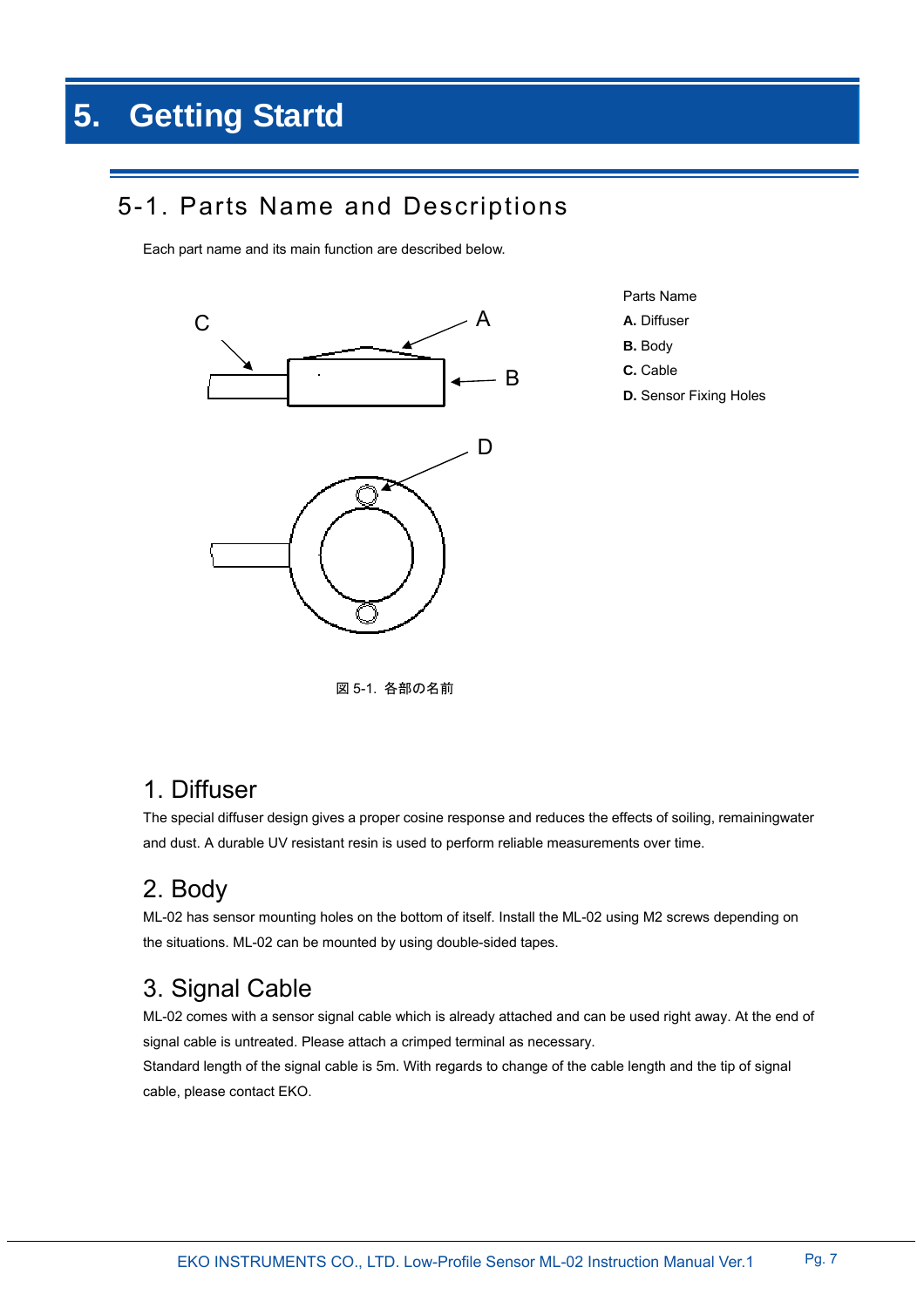# 5. Getting Startd

## 5-1. Parts Name and Descriptions

Each part name and its main function are described below.

Parts Name

**A.** Diffuser
**B.** Body
**C.** Cable
**D.** Sensor Fixing Holes

図 5-1. 各部の名前

### 1. Diffuser

The special diffuser design gives a proper cosine response and reduces the effects of soiling, remainingwater and dust. A durable UV resistant resin is used to perform reliable measurements over time.

### 2. Body

ML-02 has sensor mounting holes on the bottom of itself. Install the ML-02 using M2 screws depending on the situations. ML-02 can be mounted by using double-sided tapes.

### 3. Signal Cable

ML-02 comes with a sensor signal cable which is already attached and can be used right away. At the end of signal cable is untreated. Please attach a crimped terminal as necessary.
Standard length of the signal cable is 5m. With regards to change of the cable length and the tip of signal cable, please contact EKO.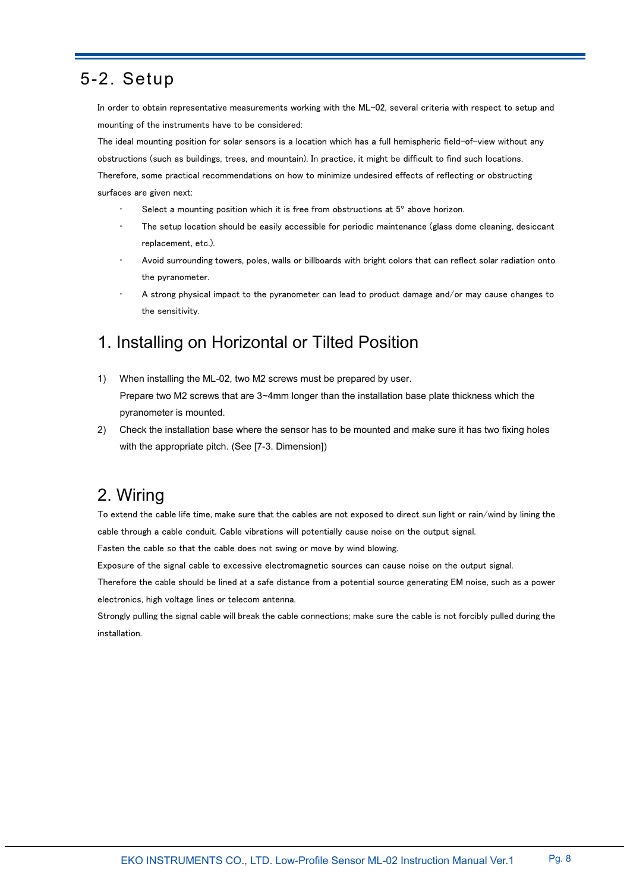## 5-2. Setup

In order to obtain representative measurements working with the ML-02, several criteria with respect to setup and mounting of the instruments have to be considered:

The ideal mounting position for solar sensors is a location which has a full hemispheric field-of-view without any obstructions (such as buildings, trees, and mountain). In practice, it might be difficult to find such locations.

Therefore, some practical recommendations on how to minimize undesired effects of reflecting or obstructing surfaces are given next:

- Select a mounting position which it is free from obstructions at 5° above horizon.
- The setup location should be easily accessible for periodic maintenance (glass dome cleaning, desiccant replacement, etc.).
- Avoid surrounding towers, poles, walls or billboards with bright colors that can reflect solar radiation onto the pyranometer.
- A strong physical impact to the pyranometer can lead to product damage and/or may cause changes to the sensitivity.

### 1. Installing on Horizontal or Tilted Position

1) When installing the ML-02, two M2 screws must be prepared by user.
   Prepare two M2 screws that are 3~4mm longer than the installation base plate thickness which the pyranometer is mounted.
2) Check the installation base where the sensor has to be mounted and make sure it has two fixing holes with the appropriate pitch. (See [7-3. Dimension])

### 2. Wiring

To extend the cable life time, make sure that the cables are not exposed to direct sun light or rain/wind by lining the cable through a cable conduit. Cable vibrations will potentially cause noise on the output signal.

Fasten the cable so that the cable does not swing or move by wind blowing.

Exposure of the signal cable to excessive electromagnetic sources can cause noise on the output signal.

Therefore the cable should be lined at a safe distance from a potential source generating EM noise, such as a power electronics, high voltage lines or telecom antenna.

Strongly pulling the signal cable will break the cable connections; make sure the cable is not forcibly pulled during the installation.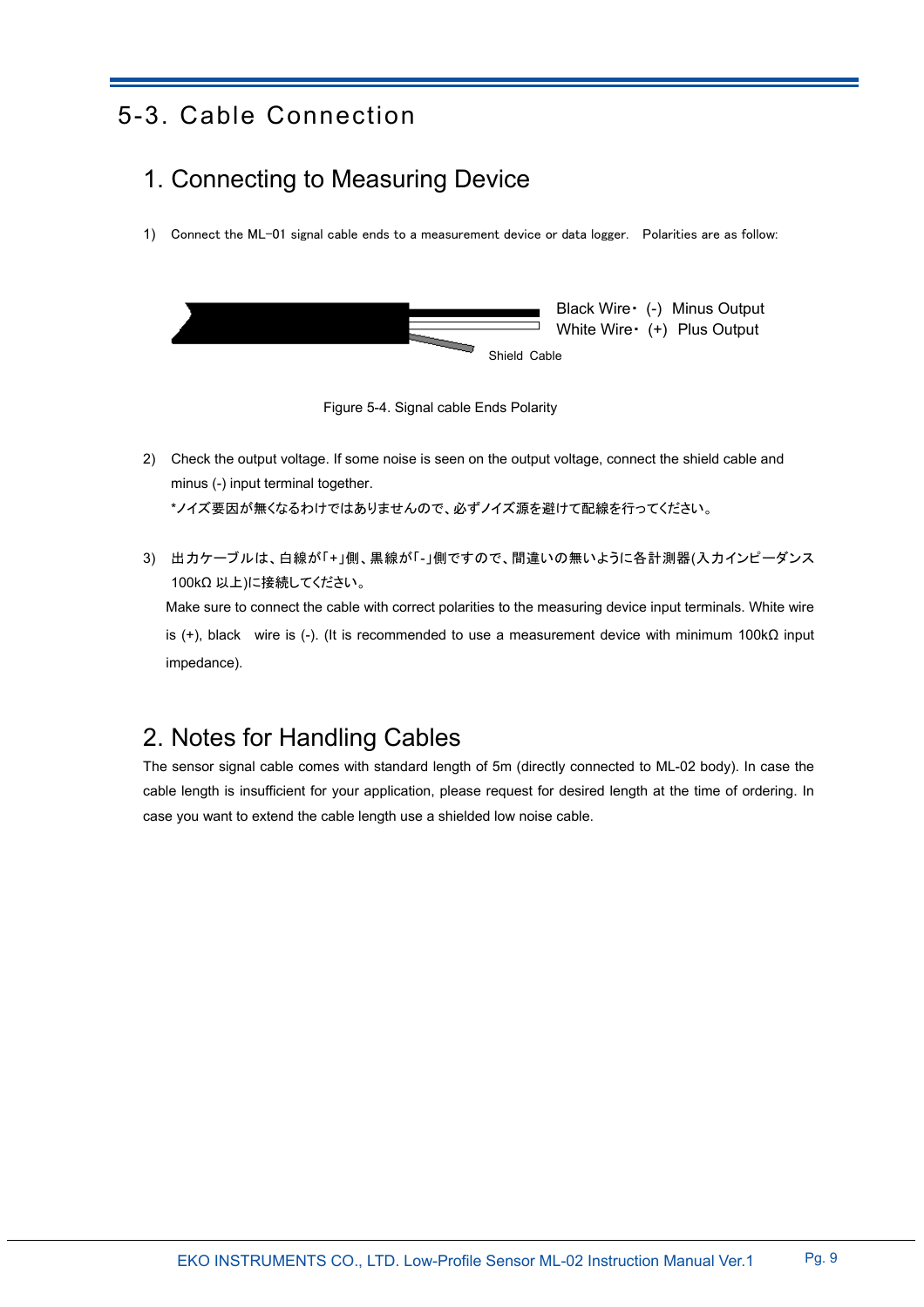# 5-3. Cable Connection

## 1. Connecting to Measuring Device

1) Connect the ML-01 signal cable ends to a measurement device or data logger. Polarities are as follow:

Black Wire・ (-) Minus Output
White Wire・ (+) Plus Output
Shield Cable

Figure 5-4. Signal cable Ends Polarity

2) Check the output voltage. If some noise is seen on the output voltage, connect the shield cable and minus (-) input terminal together.
*ノイズ要因が無くなるわけではありませんので、必ずノイズ源を避けて配線を行ってください。

3) 出力ケーブルは、白線が「+」側、黒線が「-」側ですので、間違いの無いように各計測器(入力インピーダンス100kΩ 以上)に接続してください。
Make sure to connect the cable with correct polarities to the measuring device input terminals. White wire is (+), black wire is (-). (It is recommended to use a measurement device with minimum 100kΩ input impedance).

## 2. Notes for Handling Cables

The sensor signal cable comes with standard length of 5m (directly connected to ML-02 body). In case the cable length is insufficient for your application, please request for desired length at the time of ordering. In case you want to extend the cable length use a shielded low noise cable.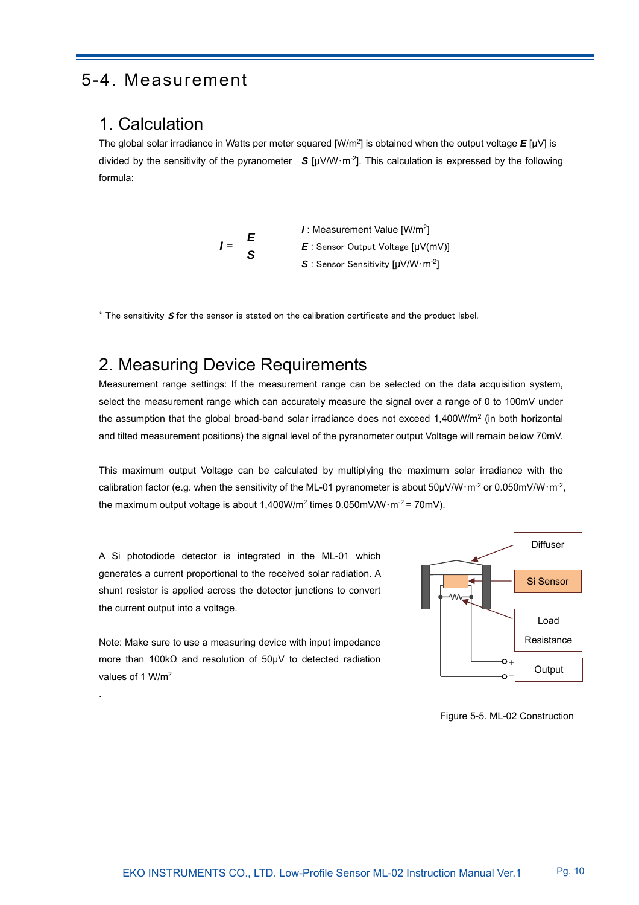# 5-4. Measurement

## 1. Calculation

The global solar irradiance in Watts per meter squared [W/m$^2$] is obtained when the output voltage ***E*** [μV] is divided by the sensitivity of the pyranometer ***S*** [μV/W·m$^{-2}$]. This calculation is expressed by the following formula:

$$I = \frac{E}{S}$$

***I*** : Measurement Value [W/m$^2$]
***E*** : Sensor Output Voltage [μV(mV)]
***S*** : Sensor Sensitivity [μV/W·m$^{-2}$]

* The sensitivity ***S*** for the sensor is stated on the calibration certificate and the product label.

## 2. Measuring Device Requirements

Measurement range settings: If the measurement range can be selected on the data acquisition system, select the measurement range which can accurately measure the signal over a range of 0 to 100mV under the assumption that the global broad-band solar irradiance does not exceed 1,400W/m$^2$ (in both horizontal and tilted measurement positions) the signal level of the pyranometer output Voltage will remain below 70mV.

This maximum output Voltage can be calculated by multiplying the maximum solar irradiance with the calibration factor (e.g. when the sensitivity of the ML-01 pyranometer is about 50μV/W·m$^{-2}$ or 0.050mV/W·m$^{-2}$, the maximum output voltage is about 1,400W/m$^2$ times 0.050mV/W·m$^{-2}$ = 70mV).

A Si photodiode detector is integrated in the ML-01 which generates a current proportional to the received solar radiation. A shunt resistor is applied across the detector junctions to convert the current output into a voltage.

Note: Make sure to use a measuring device with input impedance more than 100kΩ and resolution of 50μV to detected radiation values of 1 W/m$^2$

.

Diffuser
Si Sensor
Load Resistance
Output

Figure 5-5. ML-02 Construction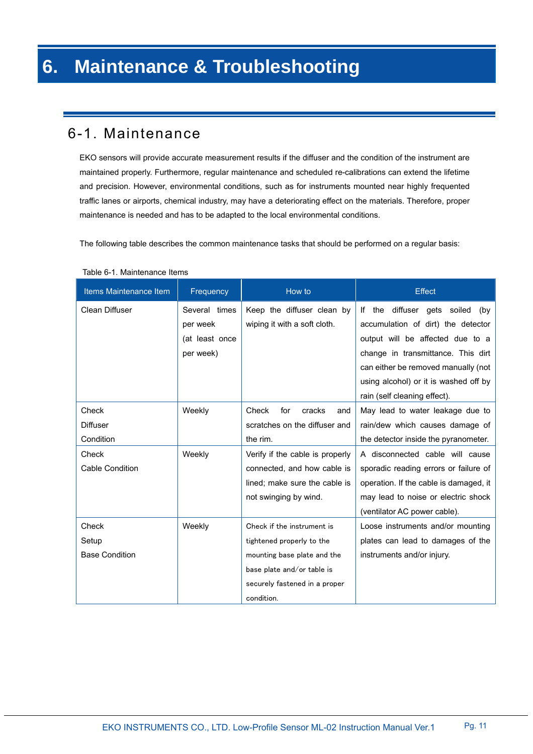# 6. Maintenance & Troubleshooting

## 6-1. Maintenance

EKO sensors will provide accurate measurement results if the diffuser and the condition of the instrument are maintained properly. Furthermore, regular maintenance and scheduled re-calibrations can extend the lifetime and precision. However, environmental conditions, such as for instruments mounted near highly frequented traffic lanes or airports, chemical industry, may have a deteriorating effect on the materials. Therefore, proper maintenance is needed and has to be adapted to the local environmental conditions.

The following table describes the common maintenance tasks that should be performed on a regular basis:

Table 6-1. Maintenance Items

| Items Maintenance Item | Frequency | How to | Effect |
|---|---|---|---|
| Clean Diffuser | Several times per week (at least once per week) | Keep the diffuser clean by wiping it with a soft cloth. | If the diffuser gets soiled (by accumulation of dirt) the detector output will be affected due to a change in transmittance. This dirt can either be removed manually (not using alcohol) or it is washed off by rain (self cleaning effect). |
| Check Diffuser Condition | Weekly | Check for cracks and scratches on the diffuser and the rim. | May lead to water leakage due to rain/dew which causes damage of the detector inside the pyranometer. |
| Check Cable Condition | Weekly | Verify if the cable is properly connected, and how cable is lined; make sure the cable is not swinging by wind. | A disconnected cable will cause sporadic reading errors or failure of operation. If the cable is damaged, it may lead to noise or electric shock (ventilator AC power cable). |
| Check Setup Base Condition | Weekly | Check if the instrument is tightened properly to the mounting base plate and the base plate and/or table is securely fastened in a proper condition. | Loose instruments and/or mounting plates can lead to damages of the instruments and/or injury. |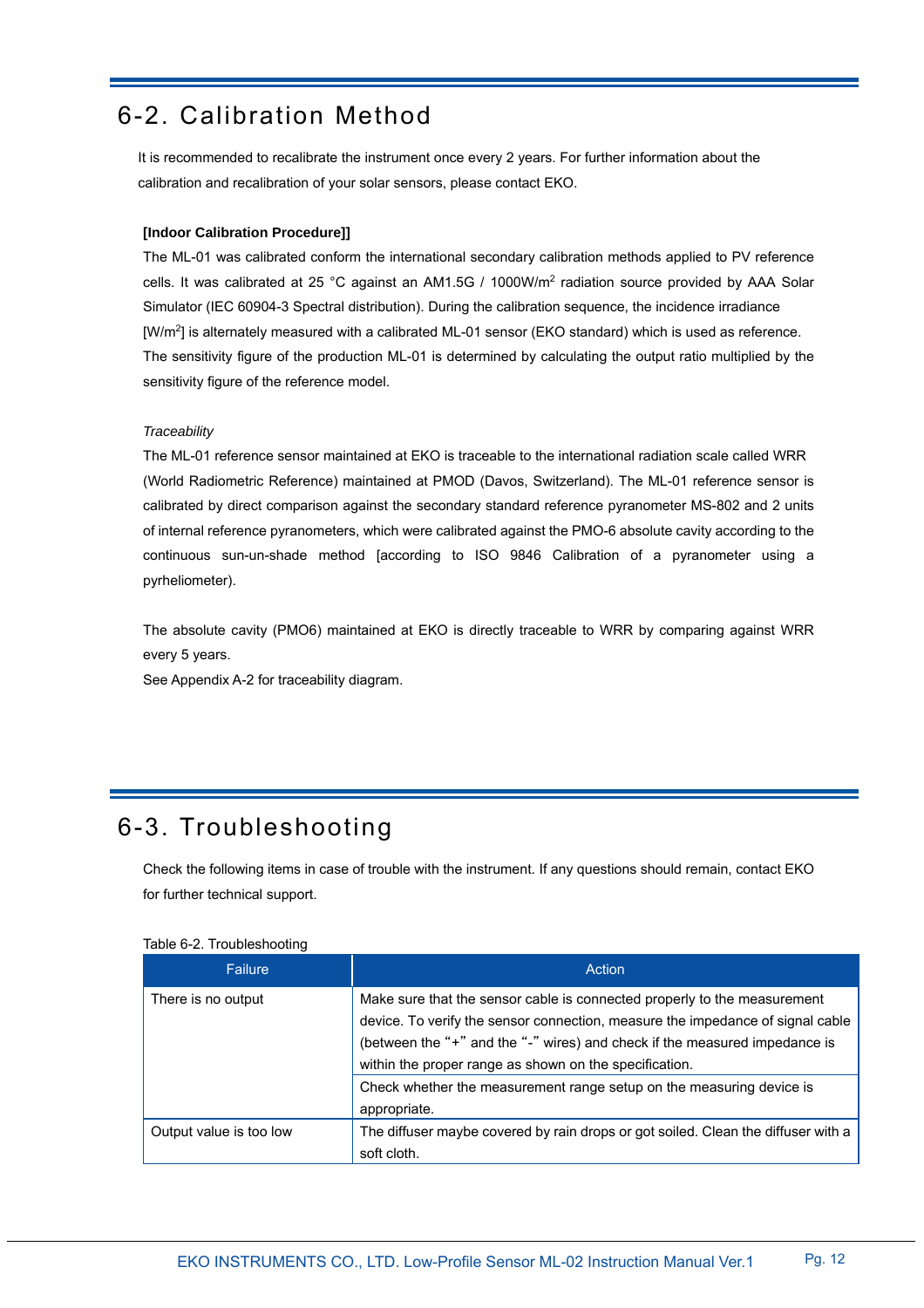# 6-2. Calibration Method

It is recommended to recalibrate the instrument once every 2 years. For further information about the calibration and recalibration of your solar sensors, please contact EKO.

**[Indoor Calibration Procedure]]**

The ML-01 was calibrated conform the international secondary calibration methods applied to PV reference cells. It was calibrated at 25 °C against an AM1.5G / 1000W/$m^2$ radiation source provided by AAA Solar Simulator (IEC 60904-3 Spectral distribution). During the calibration sequence, the incidence irradiance [W/$m^2$] is alternately measured with a calibrated ML-01 sensor (EKO standard) which is used as reference. The sensitivity figure of the production ML-01 is determined by calculating the output ratio multiplied by the sensitivity figure of the reference model.

*Traceability*

The ML-01 reference sensor maintained at EKO is traceable to the international radiation scale called WRR (World Radiometric Reference) maintained at PMOD (Davos, Switzerland). The ML-01 reference sensor is calibrated by direct comparison against the secondary standard reference pyranometer MS-802 and 2 units of internal reference pyranometers, which were calibrated against the PMO-6 absolute cavity according to the continuous sun-un-shade method [according to ISO 9846 Calibration of a pyranometer using a pyrheliometer).

The absolute cavity (PMO6) maintained at EKO is directly traceable to WRR by comparing against WRR every 5 years.
See Appendix A-2 for traceability diagram.

# 6-3. Troubleshooting

Check the following items in case of trouble with the instrument. If any questions should remain, contact EKO for further technical support.

Table 6-2. Troubleshooting

| Failure | Action |
|---|---|
| There is no output | Make sure that the sensor cable is connected properly to the measurement device. To verify the sensor connection, measure the impedance of signal cable (between the "+" and the "-" wires) and check if the measured impedance is within the proper range as shown on the specification. |
| | Check whether the measurement range setup on the measuring device is appropriate. |
| Output value is too low | The diffuser maybe covered by rain drops or got soiled. Clean the diffuser with a soft cloth. |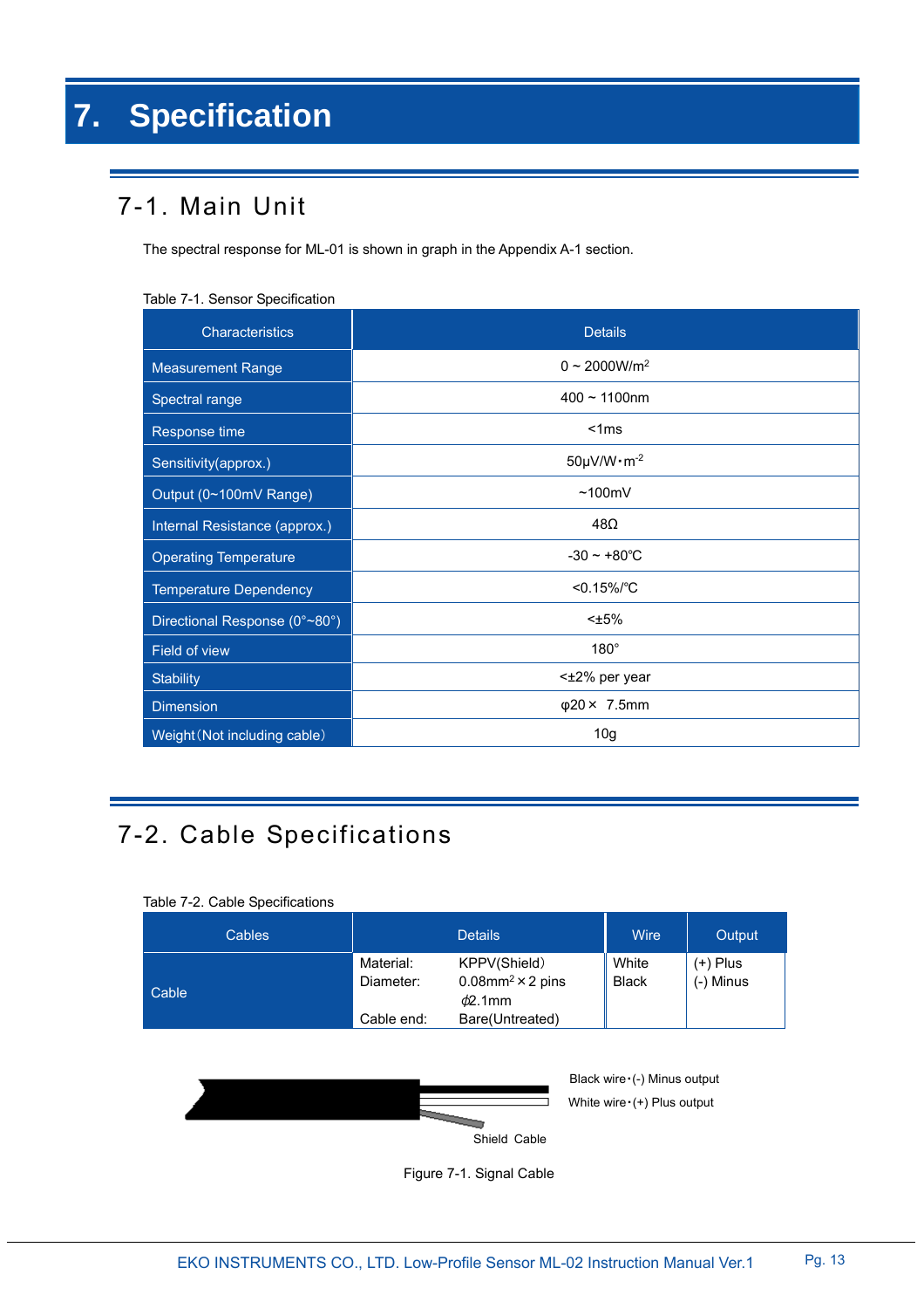# 7. Specification

## 7-1. Main Unit

The spectral response for ML-01 is shown in graph in the Appendix A-1 section.

Table 7-1. Sensor Specification

| Characteristics | Details |
|---|---|
| Measurement Range | 0 ~ 2000W/m$^2$ |
| Spectral range | 400 ~ 1100nm |
| Response time | <1ms |
| Sensitivity(approx.) | 50μV/W・m$^{-2}$ |
| Output (0~100mV Range) | ~100mV |
| Internal Resistance (approx.) | 48Ω |
| Operating Temperature | -30 ~ +80℃ |
| Temperature Dependency | <0.15%/℃ |
| Directional Response (0°~80°) | <±5% |
| Field of view | 180° |
| Stability | <±2% per year |
| Dimension | φ20 × 7.5mm |
| Weight（Not including cable） | 10g |

## 7-2. Cable Specifications

Table 7-2. Cable Specifications

| Cables | Details | | Wire | Output |
|---|---|---|---|---|
| Cable | Material:<br>Diameter:<br><br>Cable end: | KPPV(Shield）<br>0.08mm$^2$ × 2 pins<br>ϕ2.1mm<br>Bare(Untreated) | White<br>Black | (+) Plus<br>(-) Minus |

Black wire・(-) Minus output

White wire・(+) Plus output

Shield Cable

Figure 7-1. Signal Cable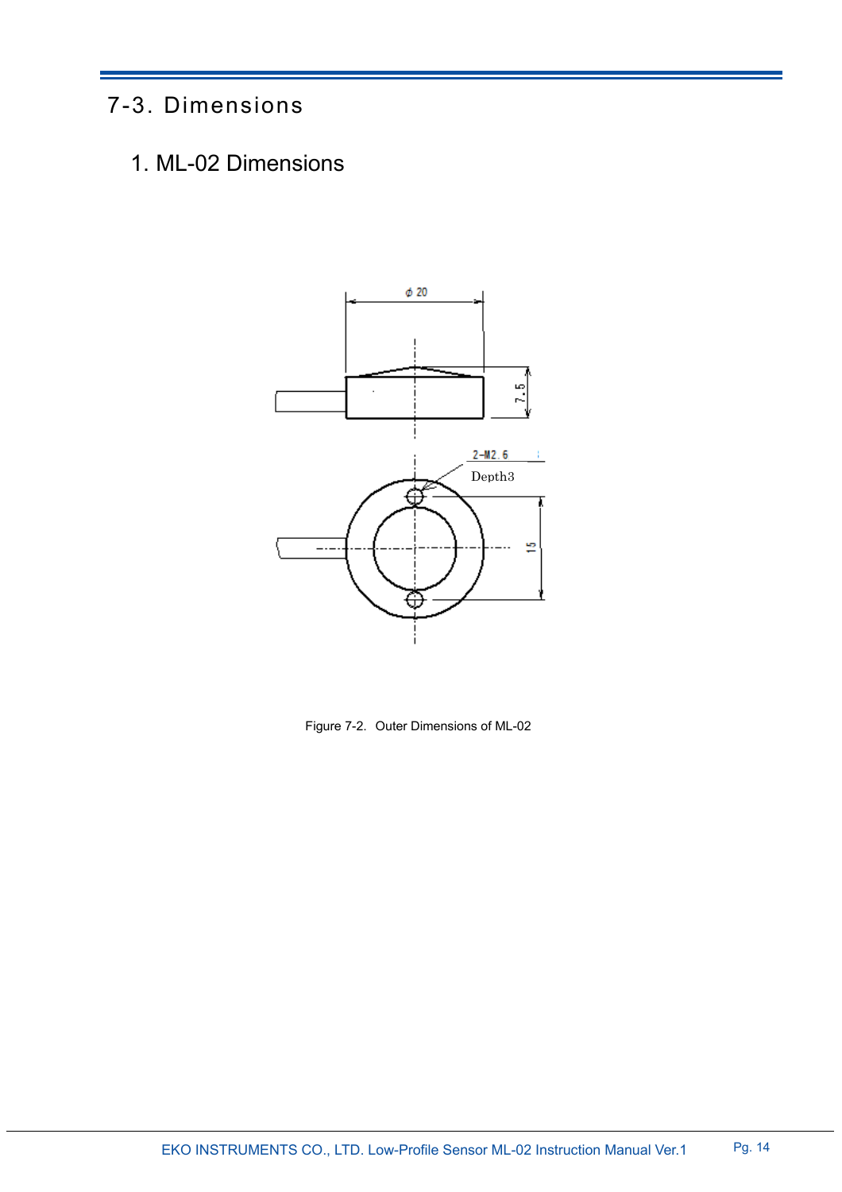## 7-3. Dimensions

### 1. ML-02 Dimensions

Figure 7-2. Outer Dimensions of ML-02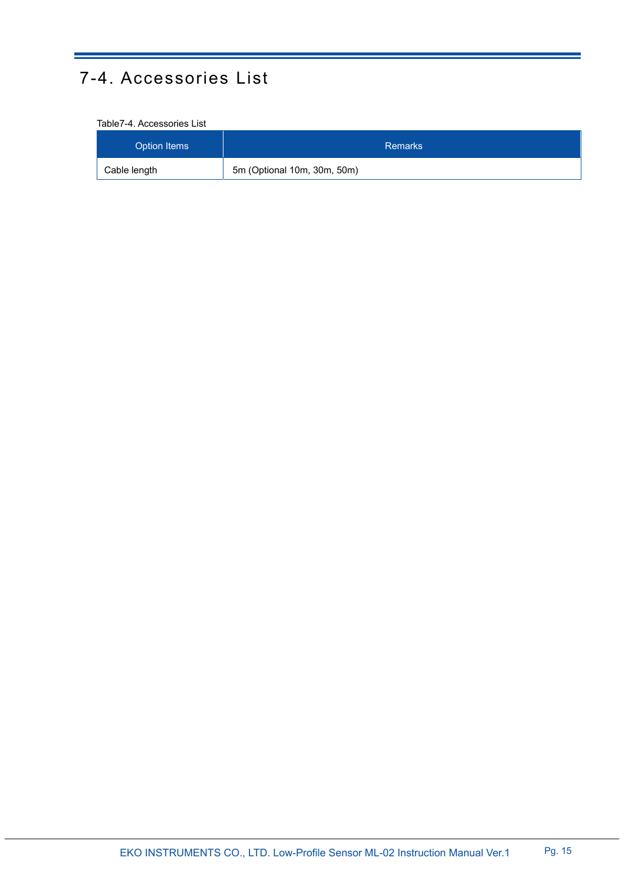# 7-4. Accessories List

Table7-4. Accessories List

| Option Items | Remarks |
|---|---|
| Cable length | 5m (Optional 10m, 30m, 50m) |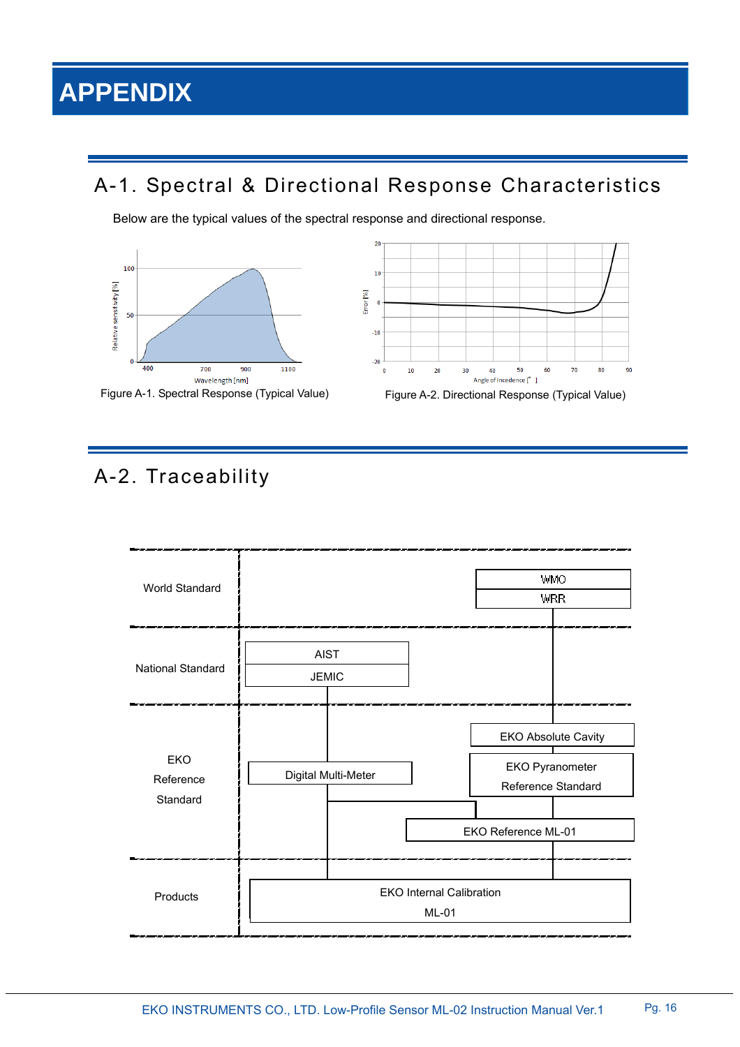# APPENDIX

## A-1. Spectral & Directional Response Characteristics

Below are the typical values of the spectral response and directional response.

Figure A-1. Spectral Response (Typical Value)

Figure A-2. Directional Response (Typical Value)

## A-2. Traceability

| | | |
|---|---|---|
| World Standard | | WMO / WRR |
| National Standard | AIST / JEMIC | |
| EKO Reference Standard | Digital Multi-Meter | EKO Absolute Cavity<br>EKO Pyranometer Reference Standard<br>EKO Reference ML-01 |
| Products | EKO Internal Calibration ML-01 | |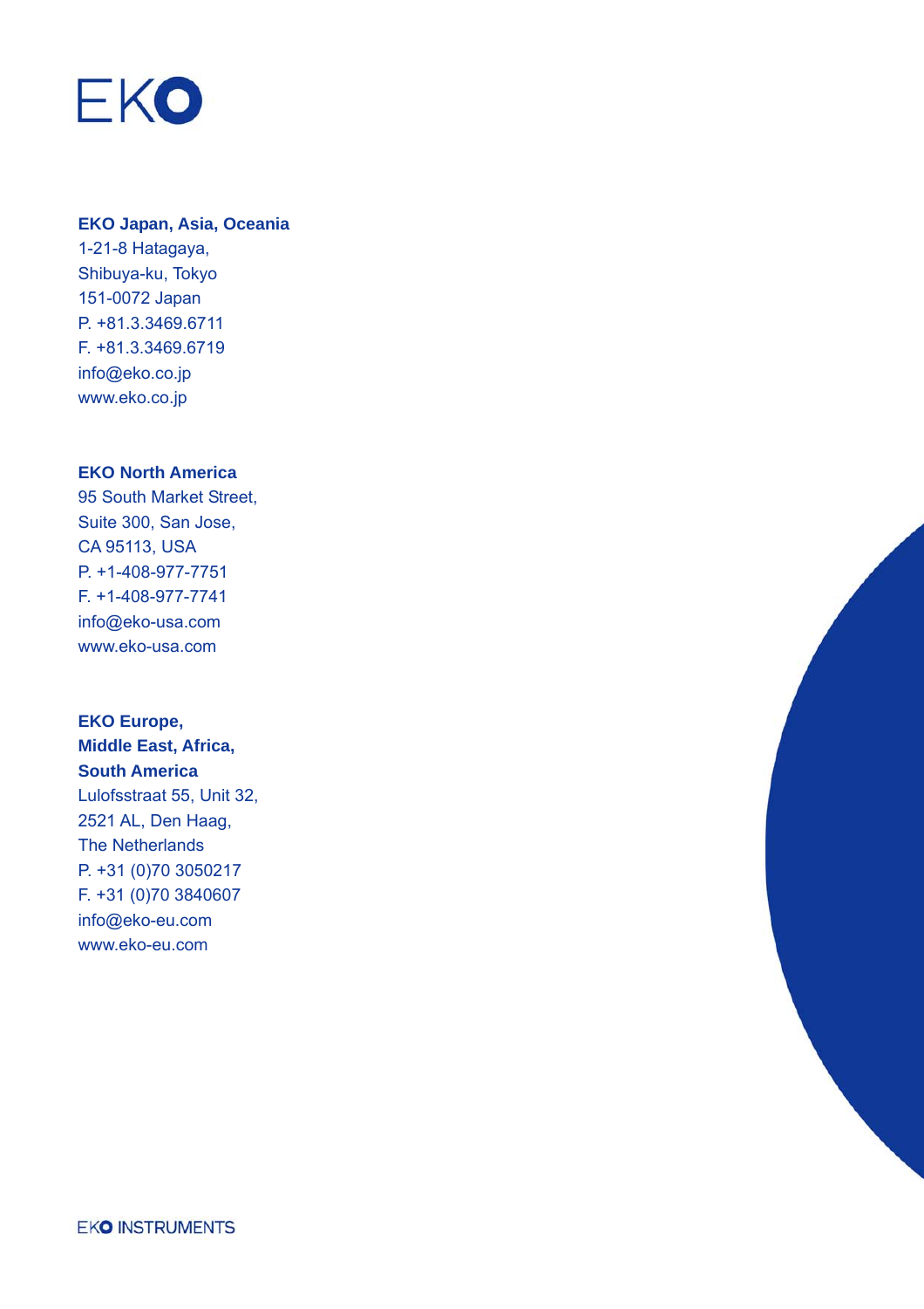**EKO Japan, Asia, Oceania**
1-21-8 Hatagaya,
Shibuya-ku, Tokyo
151-0072 Japan
P. +81.3.3469.6711
F. +81.3.3469.6719
info@eko.co.jp
www.eko.co.jp

**EKO North America**
95 South Market Street,
Suite 300, San Jose,
CA 95113, USA
P. +1-408-977-7751
F. +1-408-977-7741
info@eko-usa.com
www.eko-usa.com

**EKO Europe,**
**Middle East, Africa,**
**South America**
Lulofsstraat 55, Unit 32,
2521 AL, Den Haag,
The Netherlands
P. +31 (0)70 3050217
F. +31 (0)70 3840607
info@eko-eu.com
www.eko-eu.com